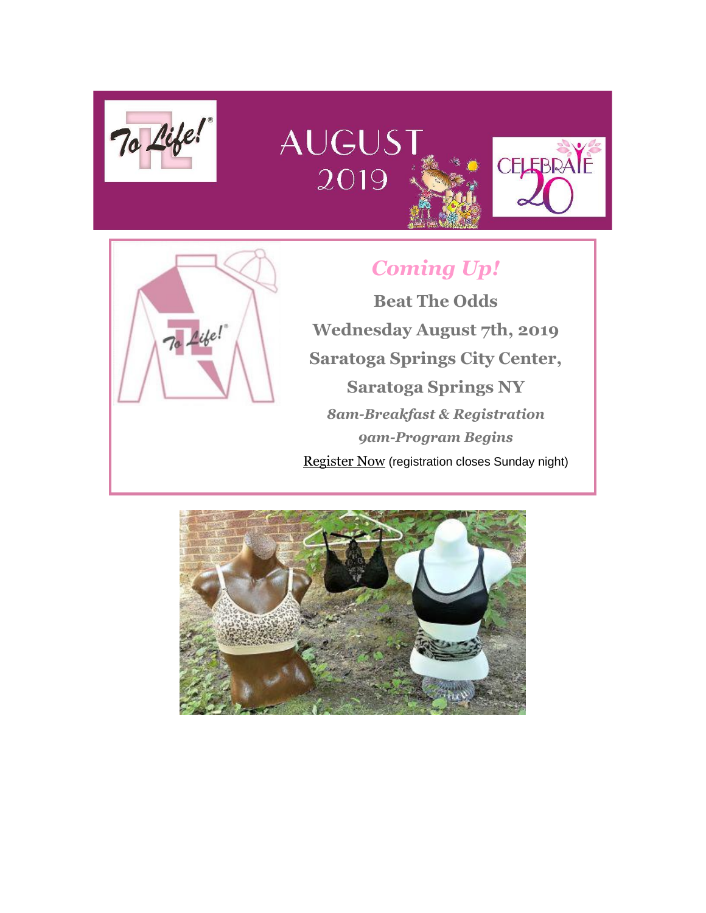# AUGUST 2019

## *Coming Up!*

**Beat The Odds**

**Wednesday August 7th, 2019**

**Saratoga Springs City Center,**

**Saratoga Springs NY**

***8am-Breakfast & Registration***

***9am-Program Begins***

Register Now (registration closes Sunday night)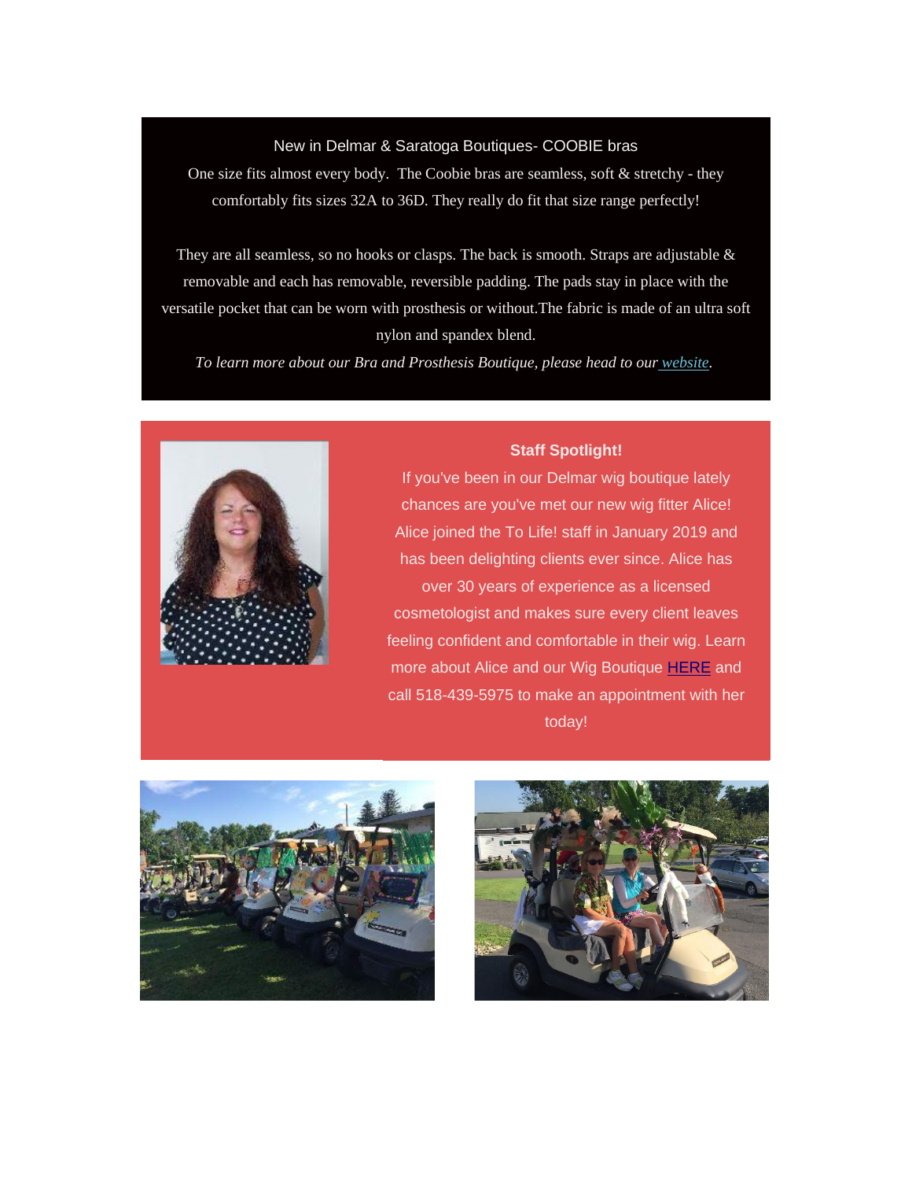New in Delmar & Saratoga Boutiques- COOBIE bras

One size fits almost every body.  The Coobie bras are seamless, soft & stretchy - they comfortably fits sizes 32A to 36D. They really do fit that size range perfectly!

They are all seamless, so no hooks or clasps. The back is smooth. Straps are adjustable & removable and each has removable, reversible padding. The pads stay in place with the versatile pocket that can be worn with prosthesis or without.The fabric is made of an ultra soft nylon and spandex blend.

*To learn more about our Bra and Prosthesis Boutique, please head to our website.*

**Staff Spotlight!**

If you've been in our Delmar wig boutique lately chances are you've met our new wig fitter Alice! Alice joined the To Life! staff in January 2019 and has been delighting clients ever since. Alice has over 30 years of experience as a licensed cosmetologist and makes sure every client leaves feeling confident and comfortable in their wig. Learn more about Alice and our Wig Boutique HERE and call 518-439-5975 to make an appointment with her today!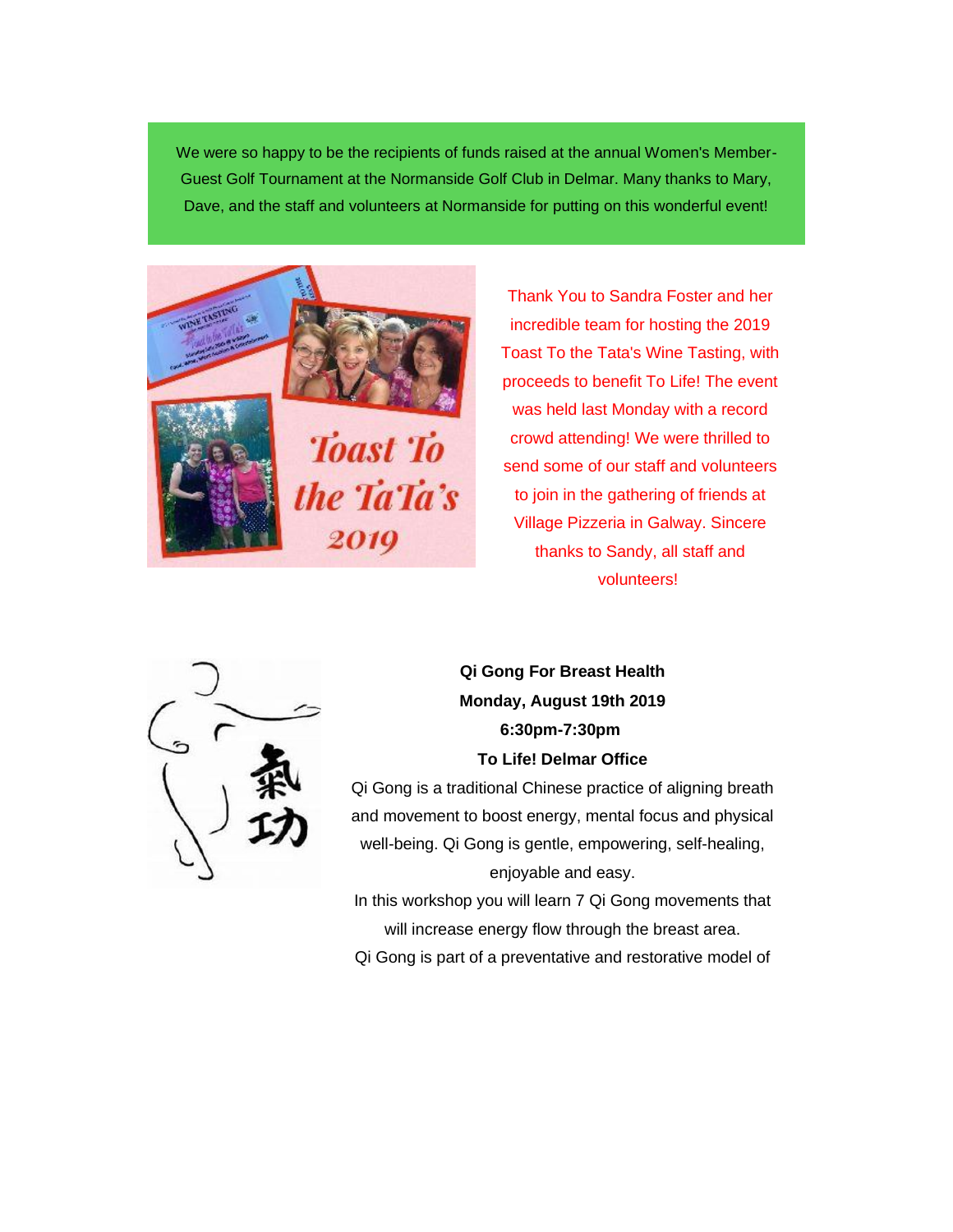We were so happy to be the recipients of funds raised at the annual Women's Member-Guest Golf Tournament at the Normanside Golf Club in Delmar. Many thanks to Mary, Dave, and the staff and volunteers at Normanside for putting on this wonderful event!

Thank You to Sandra Foster and her incredible team for hosting the 2019 Toast To the Tata's Wine Tasting, with proceeds to benefit To Life! The event was held last Monday with a record crowd attending! We were thrilled to send some of our staff and volunteers to join in the gathering of friends at Village Pizzeria in Galway. Sincere thanks to Sandy, all staff and volunteers!

**Qi Gong For Breast Health**
**Monday, August 19th 2019**
**6:30pm-7:30pm**
**To Life! Delmar Office**

Qi Gong is a traditional Chinese practice of aligning breath and movement to boost energy, mental focus and physical well-being. Qi Gong is gentle, empowering, self-healing, enjoyable and easy.

In this workshop you will learn 7 Qi Gong movements that will increase energy flow through the breast area.

Qi Gong is part of a preventative and restorative model of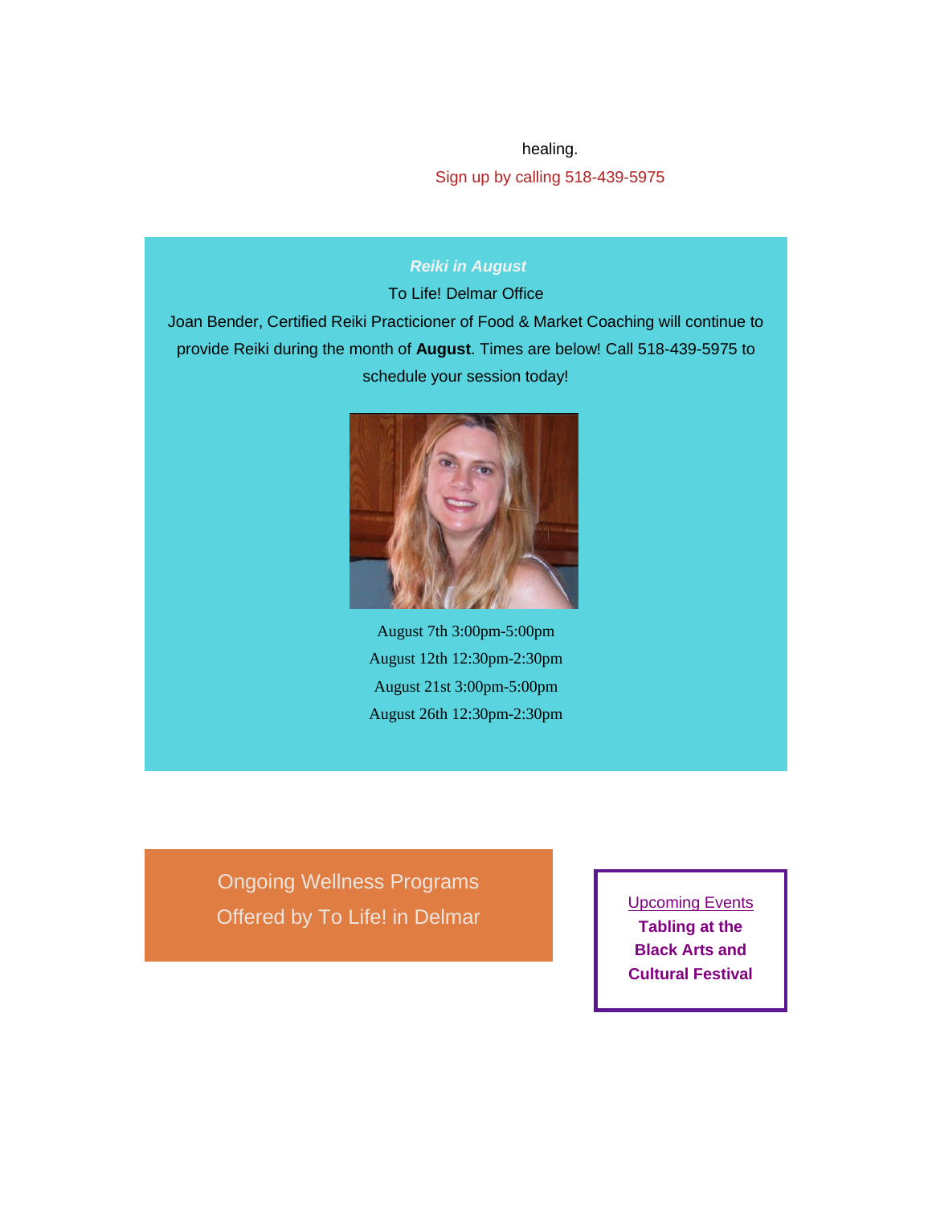healing.

Sign up by calling 518-439-5975

***Reiki in August***

To Life! Delmar Office

Joan Bender, Certified Reiki Practicioner of Food & Market Coaching will continue to provide Reiki during the month of **August**. Times are below! Call 518-439-5975 to schedule your session today!

August 7th 3:00pm-5:00pm

August 12th 12:30pm-2:30pm

August 21st 3:00pm-5:00pm

August 26th 12:30pm-2:30pm

Ongoing Wellness Programs Offered by To Life! in Delmar

Upcoming Events

**Tabling at the Black Arts and Cultural Festival**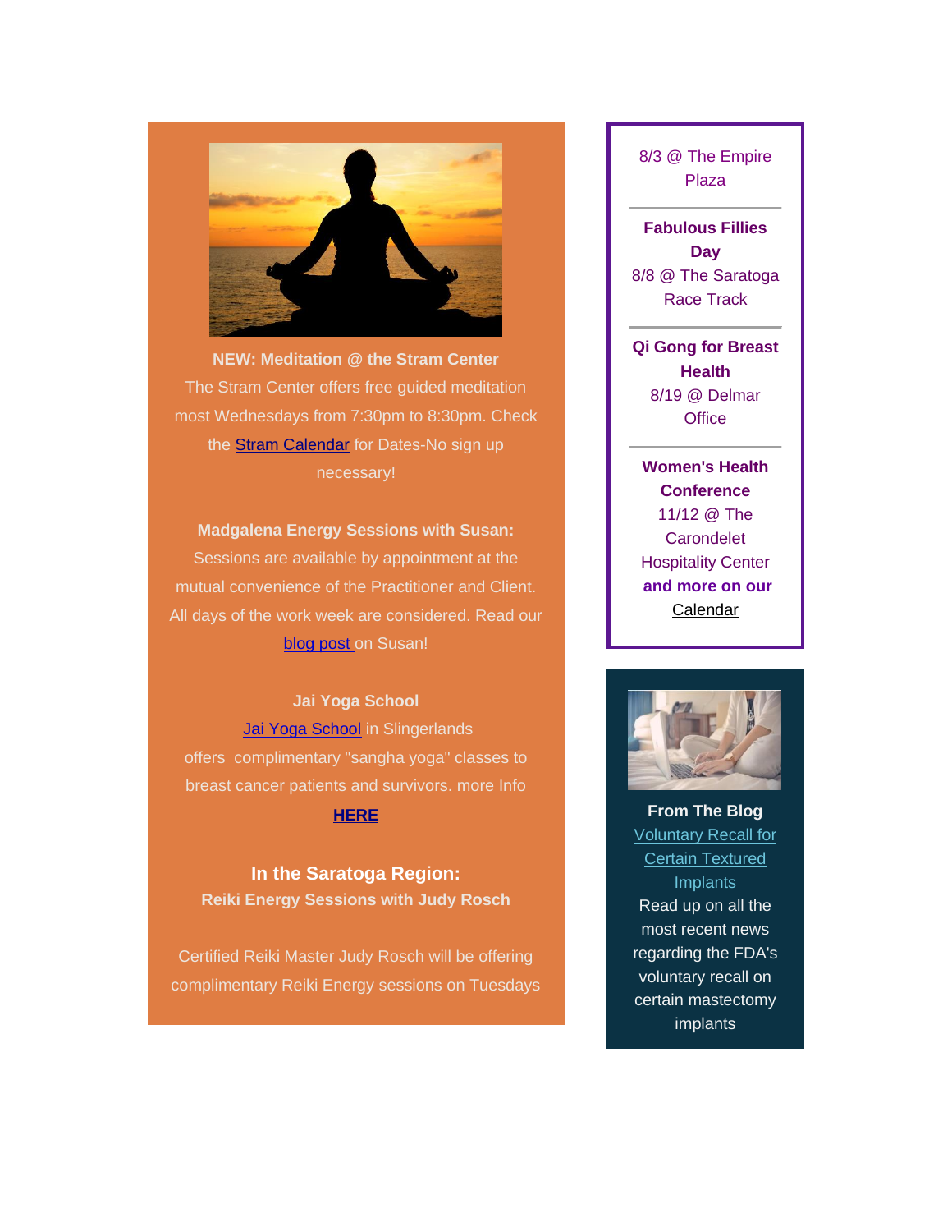**NEW: Meditation @ the Stram Center**

The Stram Center offers free guided meditation most Wednesdays from 7:30pm to 8:30pm. Check the Stram Calendar for Dates-No sign up necessary!

**Madgalena Energy Sessions with Susan:**

Sessions are available by appointment at the mutual convenience of the Practitioner and Client. All days of the work week are considered. Read our blog post on Susan!

**Jai Yoga School**

Jai Yoga School in Slingerlands offers complimentary "sangha yoga" classes to breast cancer patients and survivors. more Info **HERE**

## In the Saratoga Region:

**Reiki Energy Sessions with Judy Rosch**

Certified Reiki Master Judy Rosch will be offering complimentary Reiki Energy sessions on Tuesdays

8/3 @ The Empire Plaza

---

**Fabulous Fillies Day**

8/8 @ The Saratoga Race Track

---

**Qi Gong for Breast Health**

8/19 @ Delmar Office

---

**Women's Health Conference**

11/12 @ The Carondelet Hospitality Center

**and more on our** Calendar

**From The Blog**

Voluntary Recall for Certain Textured Implants

Read up on all the most recent news regarding the FDA's voluntary recall on certain mastectomy implants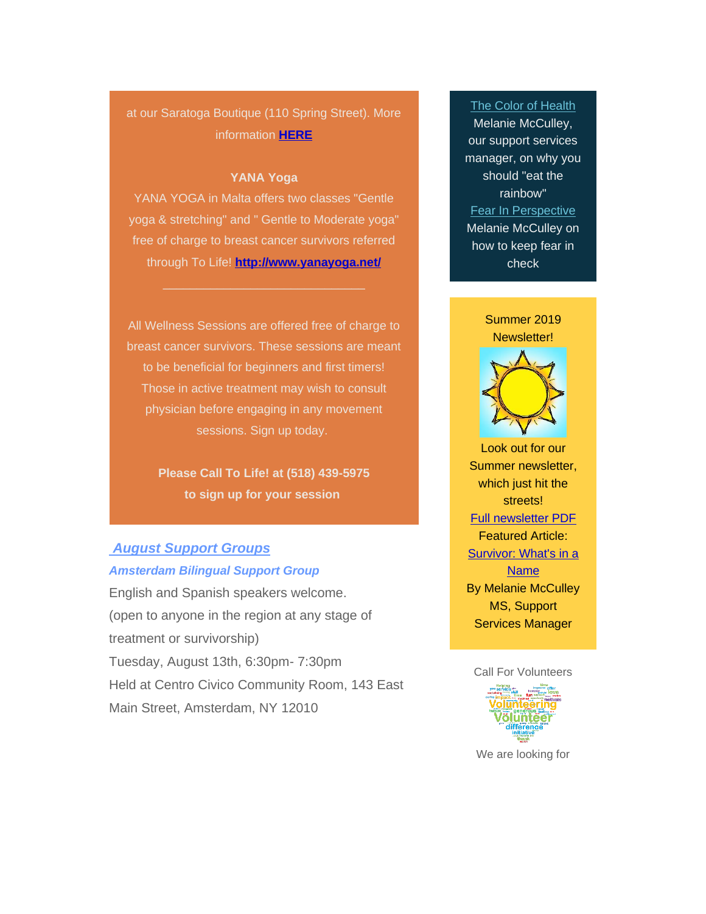at our Saratoga Boutique (110 Spring Street). More information **HERE**

**YANA Yoga**

YANA YOGA in Malta offers two classes "Gentle yoga & stretching" and " Gentle to Moderate yoga" free of charge to breast cancer survivors referred through To Life! **http://www.yanayoga.net/**

---

All Wellness Sessions are offered free of charge to breast cancer survivors. These sessions are meant to be beneficial for beginners and first timers! Those in active treatment may wish to consult physician before engaging in any movement sessions. Sign up today.

**Please Call To Life! at (518) 439-5975 to sign up for your session**

## ***August Support Groups***

***Amsterdam Bilingual Support Group***

English and Spanish speakers welcome.
(open to anyone in the region at any stage of treatment or survivorship)
Tuesday, August 13th, 6:30pm- 7:30pm
Held at Centro Civico Community Room, 143 East Main Street, Amsterdam, NY 12010

The Color of Health
Melanie McCulley, our support services manager, on why you should "eat the rainbow"

Fear In Perspective
Melanie McCulley on how to keep fear in check

Summer 2019 Newsletter!

Look out for our Summer newsletter, which just hit the streets!
Full newsletter PDF
Featured Article:
Survivor: What's in a Name
By Melanie McCulley MS, Support Services Manager

Call For Volunteers

We are looking for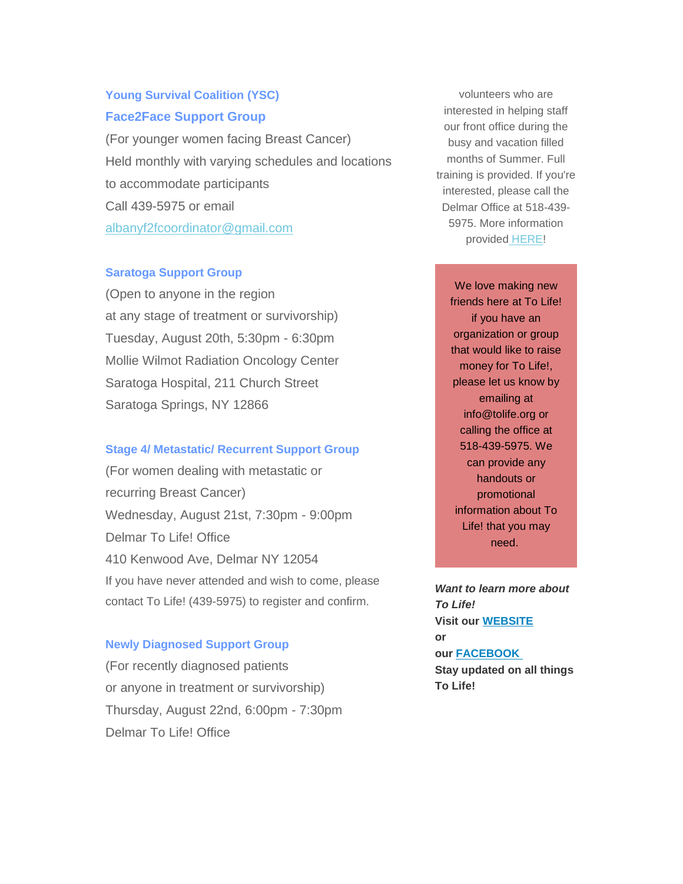### Young Survival Coalition (YSC)

### Face2Face Support Group

(For younger women facing Breast Cancer)
Held monthly with varying schedules and locations to accommodate participants
Call 439-5975 or email
[albanyf2fcoordinator@gmail.com](mailto:albanyf2fcoordinator@gmail.com)

**Saratoga Support Group**

(Open to anyone in the region
at any stage of treatment or survivorship)
Tuesday, August 20th, 5:30pm - 6:30pm
Mollie Wilmot Radiation Oncology Center
Saratoga Hospital, 211 Church Street
Saratoga Springs, NY 12866

**Stage 4/ Metastatic/ Recurrent Support Group**

(For women dealing with metastatic or
recurring Breast Cancer)
Wednesday, August 21st, 7:30pm - 9:00pm
Delmar To Life! Office
410 Kenwood Ave, Delmar NY 12054
If you have never attended and wish to come, please contact To Life! (439-5975) to register and confirm.

**Newly Diagnosed Support Group**

(For recently diagnosed patients
or anyone in treatment or survivorship)
Thursday, August 22nd, 6:00pm - 7:30pm
Delmar To Life! Office

volunteers who are interested in helping staff our front office during the busy and vacation filled months of Summer. Full training is provided. If you're interested, please call the Delmar Office at 518-439-5975. More information provided HERE!

We love making new friends here at To Life! if you have an organization or group that would like to raise money for To Life!, please let us know by emailing at info@tolife.org or calling the office at 518-439-5975. We can provide any handouts or promotional information about To Life! that you may need.

***Want to learn more about To Life!***
**Visit our WEBSITE**
**or**
**our FACEBOOK**
**Stay updated on all things To Life!**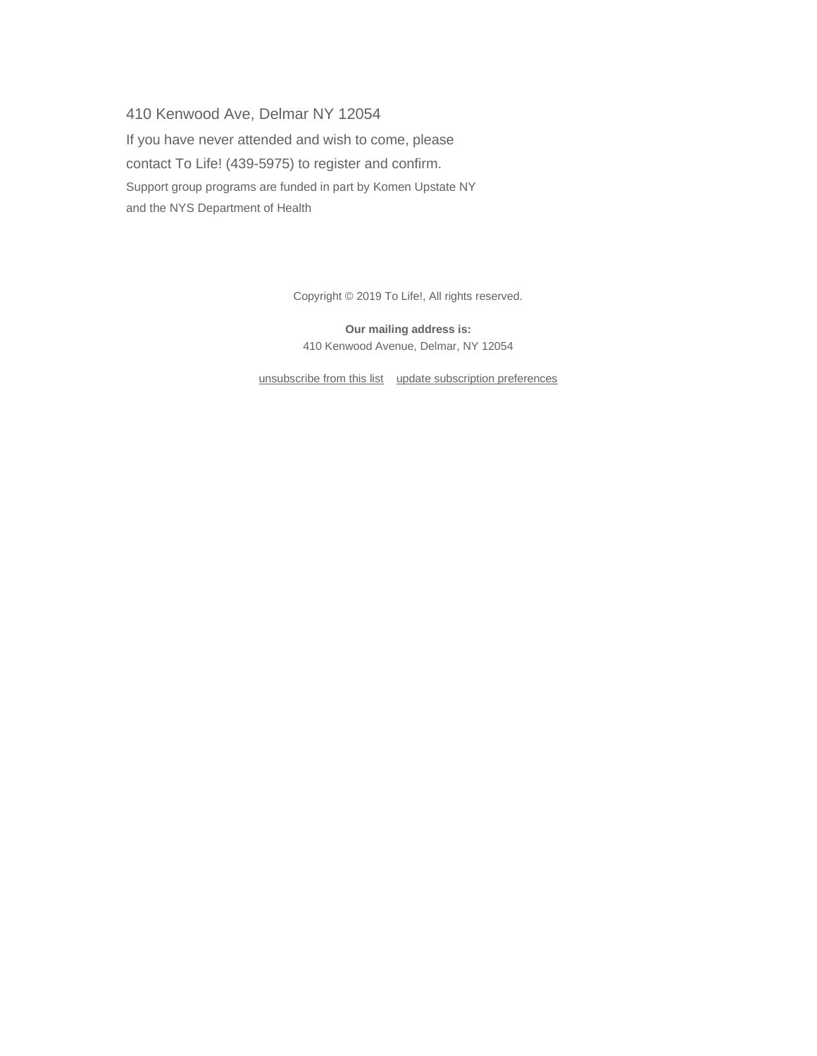410 Kenwood Ave, Delmar NY 12054

If you have never attended and wish to come, please contact To Life! (439-5975) to register and confirm.

Support group programs are funded in part by Komen Upstate NY and the NYS Department of Health

Copyright © 2019 To Life!, All rights reserved.

**Our mailing address is:**
410 Kenwood Avenue, Delmar, NY 12054

unsubscribe from this list    update subscription preferences